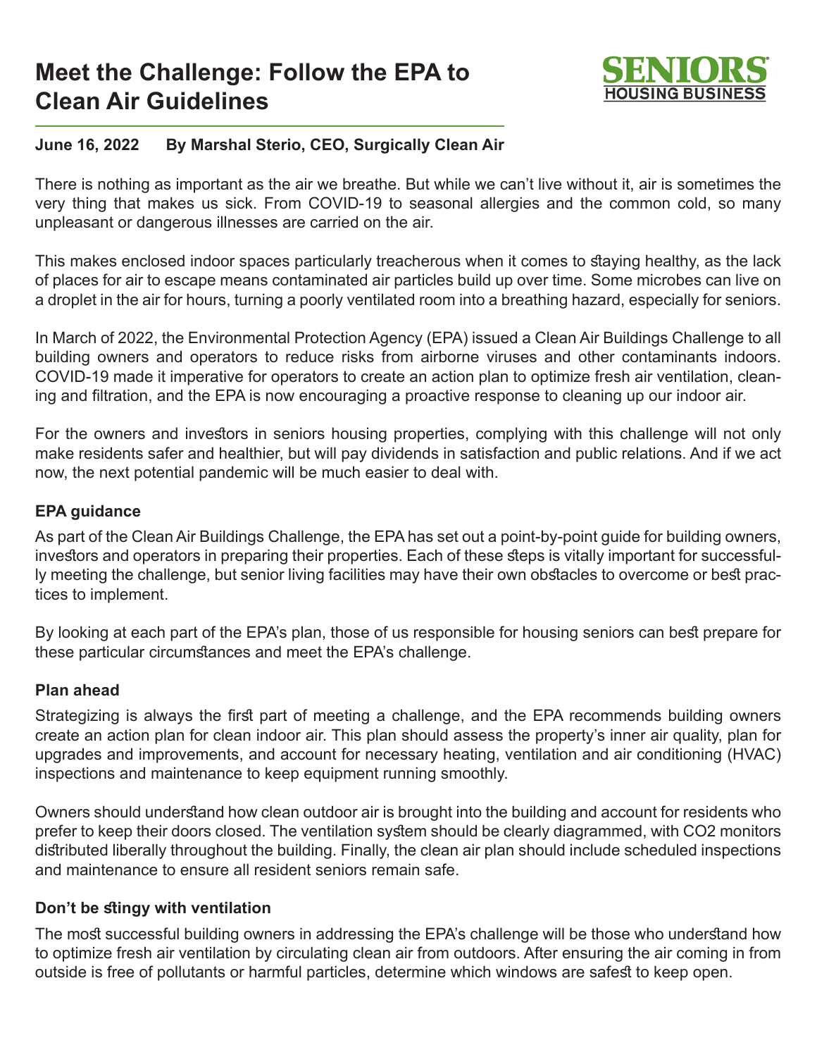# Meet the Challenge: Follow the EPA to Clean Air Guidelines

SENIORS HOUSING BUSINESS

**June 16, 2022 By Marshal Sterio, CEO, Surgically Clean Air**

There is nothing as important as the air we breathe. But while we can't live without it, air is sometimes the very thing that makes us sick. From COVID-19 to seasonal allergies and the common cold, so many unpleasant or dangerous illnesses are carried on the air.

This makes enclosed indoor spaces particularly treacherous when it comes to staying healthy, as the lack of places for air to escape means contaminated air particles build up over time. Some microbes can live on a droplet in the air for hours, turning a poorly ventilated room into a breathing hazard, especially for seniors.

In March of 2022, the Environmental Protection Agency (EPA) issued a Clean Air Buildings Challenge to all building owners and operators to reduce risks from airborne viruses and other contaminants indoors. COVID-19 made it imperative for operators to create an action plan to optimize fresh air ventilation, cleaning and filtration, and the EPA is now encouraging a proactive response to cleaning up our indoor air.

For the owners and investors in seniors housing properties, complying with this challenge will not only make residents safer and healthier, but will pay dividends in satisfaction and public relations. And if we act now, the next potential pandemic will be much easier to deal with.

### EPA guidance

As part of the Clean Air Buildings Challenge, the EPA has set out a point-by-point guide for building owners, investors and operators in preparing their properties. Each of these steps is vitally important for successfully meeting the challenge, but senior living facilities may have their own obstacles to overcome or best practices to implement.

By looking at each part of the EPA's plan, those of us responsible for housing seniors can best prepare for these particular circumstances and meet the EPA's challenge.

### Plan ahead

Strategizing is always the first part of meeting a challenge, and the EPA recommends building owners create an action plan for clean indoor air. This plan should assess the property's inner air quality, plan for upgrades and improvements, and account for necessary heating, ventilation and air conditioning (HVAC) inspections and maintenance to keep equipment running smoothly.

Owners should understand how clean outdoor air is brought into the building and account for residents who prefer to keep their doors closed. The ventilation system should be clearly diagrammed, with $CO_2$ monitors distributed liberally throughout the building. Finally, the clean air plan should include scheduled inspections and maintenance to ensure all resident seniors remain safe.

### Don't be stingy with ventilation

The most successful building owners in addressing the EPA's challenge will be those who understand how to optimize fresh air ventilation by circulating clean air from outdoors. After ensuring the air coming in from outside is free of pollutants or harmful particles, determine which windows are safest to keep open.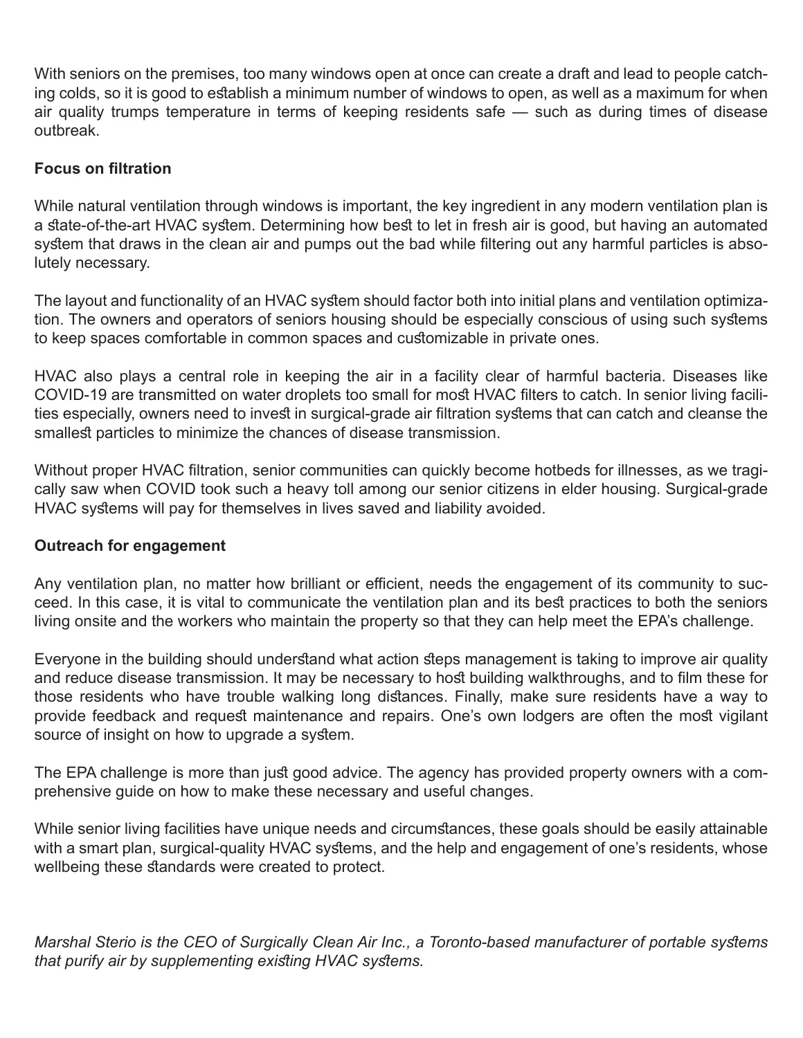With seniors on the premises, too many windows open at once can create a draft and lead to people catching colds, so it is good to establish a minimum number of windows to open, as well as a maximum for when air quality trumps temperature in terms of keeping residents safe — such as during times of disease outbreak.

**Focus on filtration**

While natural ventilation through windows is important, the key ingredient in any modern ventilation plan is a state-of-the-art HVAC system. Determining how best to let in fresh air is good, but having an automated system that draws in the clean air and pumps out the bad while filtering out any harmful particles is absolutely necessary.

The layout and functionality of an HVAC system should factor both into initial plans and ventilation optimization. The owners and operators of seniors housing should be especially conscious of using such systems to keep spaces comfortable in common spaces and customizable in private ones.

HVAC also plays a central role in keeping the air in a facility clear of harmful bacteria. Diseases like COVID-19 are transmitted on water droplets too small for most HVAC filters to catch. In senior living facilities especially, owners need to invest in surgical-grade air filtration systems that can catch and cleanse the smallest particles to minimize the chances of disease transmission.

Without proper HVAC filtration, senior communities can quickly become hotbeds for illnesses, as we tragically saw when COVID took such a heavy toll among our senior citizens in elder housing. Surgical-grade HVAC systems will pay for themselves in lives saved and liability avoided.

**Outreach for engagement**

Any ventilation plan, no matter how brilliant or efficient, needs the engagement of its community to succeed. In this case, it is vital to communicate the ventilation plan and its best practices to both the seniors living onsite and the workers who maintain the property so that they can help meet the EPA's challenge.

Everyone in the building should understand what action steps management is taking to improve air quality and reduce disease transmission. It may be necessary to host building walkthroughs, and to film these for those residents who have trouble walking long distances. Finally, make sure residents have a way to provide feedback and request maintenance and repairs. One's own lodgers are often the most vigilant source of insight on how to upgrade a system.

The EPA challenge is more than just good advice. The agency has provided property owners with a comprehensive guide on how to make these necessary and useful changes.

While senior living facilities have unique needs and circumstances, these goals should be easily attainable with a smart plan, surgical-quality HVAC systems, and the help and engagement of one's residents, whose wellbeing these standards were created to protect.

*Marshal Sterio is the CEO of Surgically Clean Air Inc., a Toronto-based manufacturer of portable systems that purify air by supplementing existing HVAC systems.*